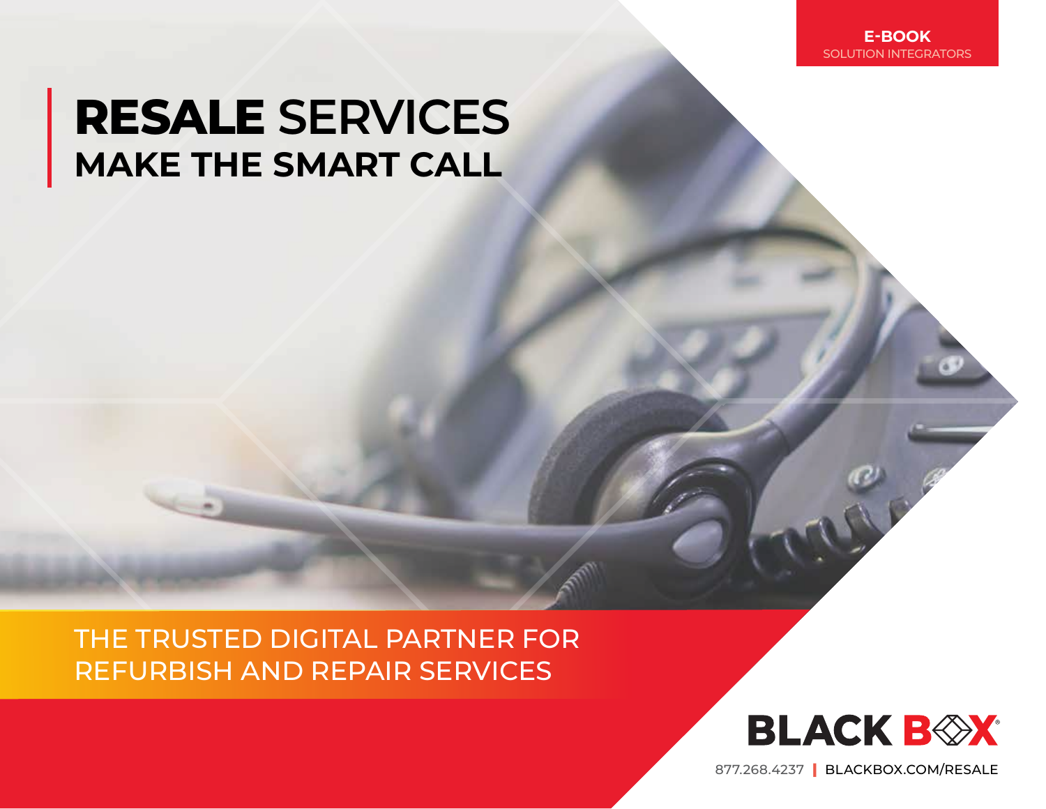**E-BOOK**
SOLUTION INTEGRATORS

# RESALE SERVICES
## MAKE THE SMART CALL

THE TRUSTED DIGITAL PARTNER FOR REFURBISH AND REPAIR SERVICES

BLACK BOX

877.268.4237 | BLACKBOX.COM/RESALE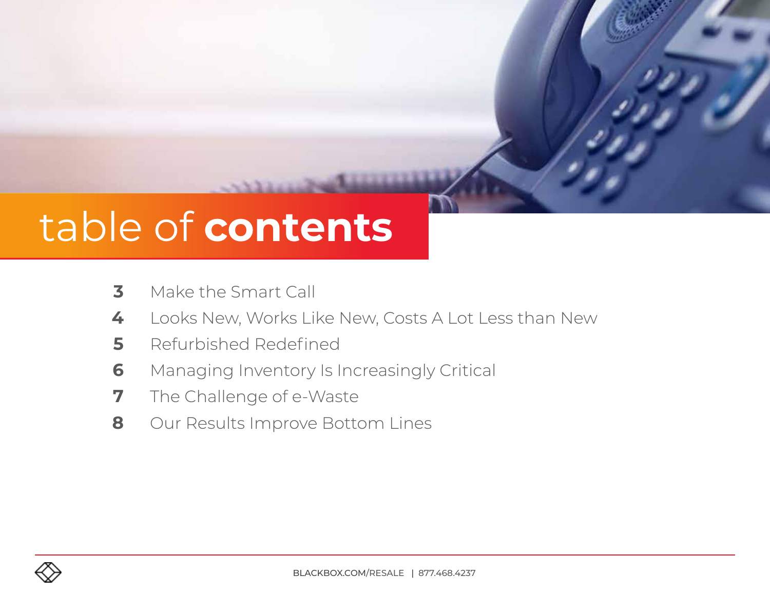# table of **contents**

**3** Make the Smart Call

**4** Looks New, Works Like New, Costs A Lot Less than New

**5** Refurbished Redefined

**6** Managing Inventory Is Increasingly Critical

**7** The Challenge of e-Waste

**8** Our Results Improve Bottom Lines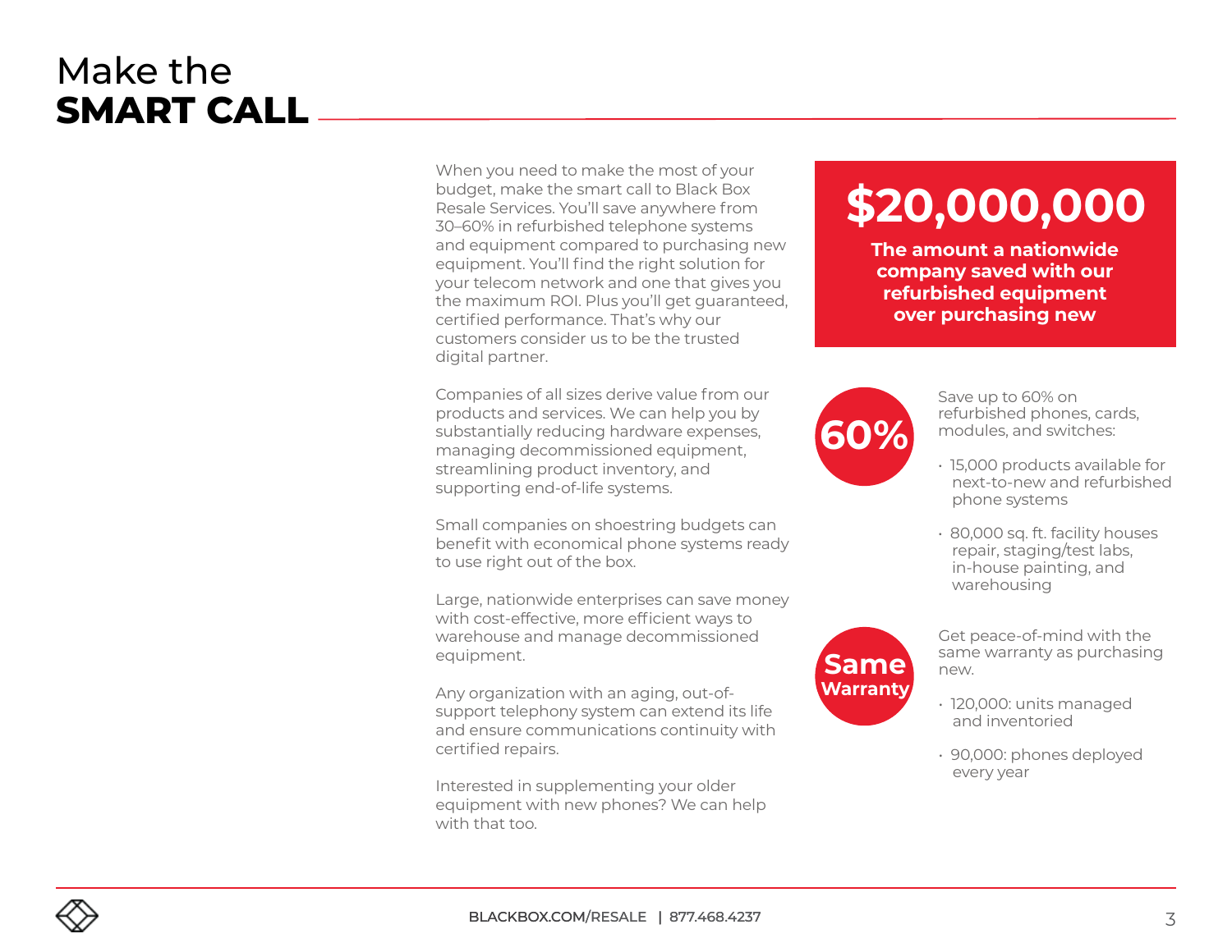# Make the **SMART CALL**

When you need to make the most of your budget, make the smart call to Black Box Resale Services. You'll save anywhere from 30–60% in refurbished telephone systems and equipment compared to purchasing new equipment. You'll find the right solution for your telecom network and one that gives you the maximum ROI. Plus you'll get guaranteed, certified performance. That's why our customers consider us to be the trusted digital partner.

Companies of all sizes derive value from our products and services. We can help you by substantially reducing hardware expenses, managing decommissioned equipment, streamlining product inventory, and supporting end-of-life systems.

Small companies on shoestring budgets can benefit with economical phone systems ready to use right out of the box.

Large, nationwide enterprises can save money with cost-effective, more efficient ways to warehouse and manage decommissioned equipment.

Any organization with an aging, out-of-support telephony system can extend its life and ensure communications continuity with certified repairs.

Interested in supplementing your older equipment with new phones? We can help with that too.

## $20,000,000

**The amount a nationwide company saved with our refurbished equipment over purchasing new**

### 60%

Save up to 60% on refurbished phones, cards, modules, and switches:

- 15,000 products available for next-to-new and refurbished phone systems
- 80,000 sq. ft. facility houses repair, staging/test labs, in-house painting, and warehousing

### Same Warranty

Get peace-of-mind with the same warranty as purchasing new.

- 120,000: units managed and inventoried
- 90,000: phones deployed every year

BLACKBOX.COM/RESALE | 877.468.4237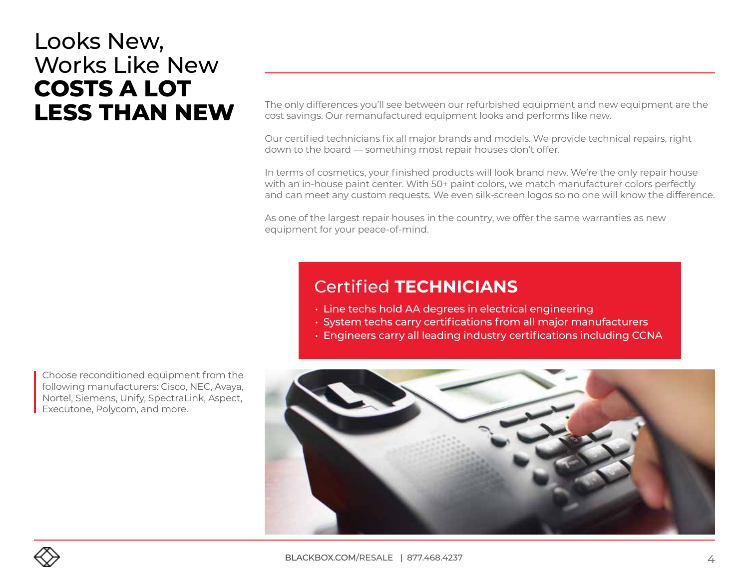# Looks New, Works Like New **COSTS A LOT LESS THAN NEW**

The only differences you'll see between our refurbished equipment and new equipment are the cost savings. Our remanufactured equipment looks and performs like new.

Our certified technicians fix all major brands and models. We provide technical repairs, right down to the board — something most repair houses don't offer.

In terms of cosmetics, your finished products will look brand new. We're the only repair house with an in-house paint center. With 50+ paint colors, we match manufacturer colors perfectly and can meet any custom requests. We even silk-screen logos so no one will know the difference.

As one of the largest repair houses in the country, we offer the same warranties as new equipment for your peace-of-mind.

## Certified **TECHNICIANS**

- Line techs hold AA degrees in electrical engineering
- System techs carry certifications from all major manufacturers
- Engineers carry all leading industry certifications including CCNA

Choose reconditioned equipment from the following manufacturers: Cisco, NEC, Avaya, Nortel, Siemens, Unify, SpectraLink, Aspect, Executone, Polycom, and more.

BLACKBOX.COM/RESALE | 877.468.4237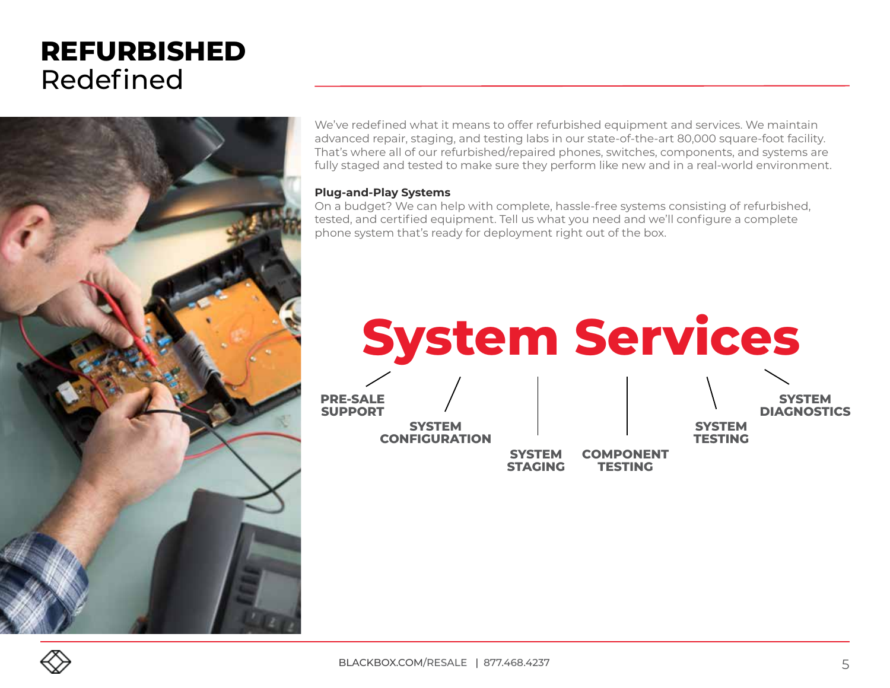# REFURBISHED
Redefined

We've redefined what it means to offer refurbished equipment and services. We maintain advanced repair, staging, and testing labs in our state-of-the-art 80,000 square-foot facility. That's where all of our refurbished/repaired phones, switches, components, and systems are fully staged and tested to make sure they perform like new and in a real-world environment.

**Plug-and-Play Systems**
On a budget? We can help with complete, hassle-free systems consisting of refurbished, tested, and certified equipment. Tell us what you need and we'll configure a complete phone system that's ready for deployment right out of the box.

## System Services

- PRE-SALE SUPPORT
- SYSTEM CONFIGURATION
- SYSTEM STAGING
- COMPONENT TESTING
- SYSTEM TESTING
- SYSTEM DIAGNOSTICS

BLACKBOX.COM/RESALE | 877.468.4237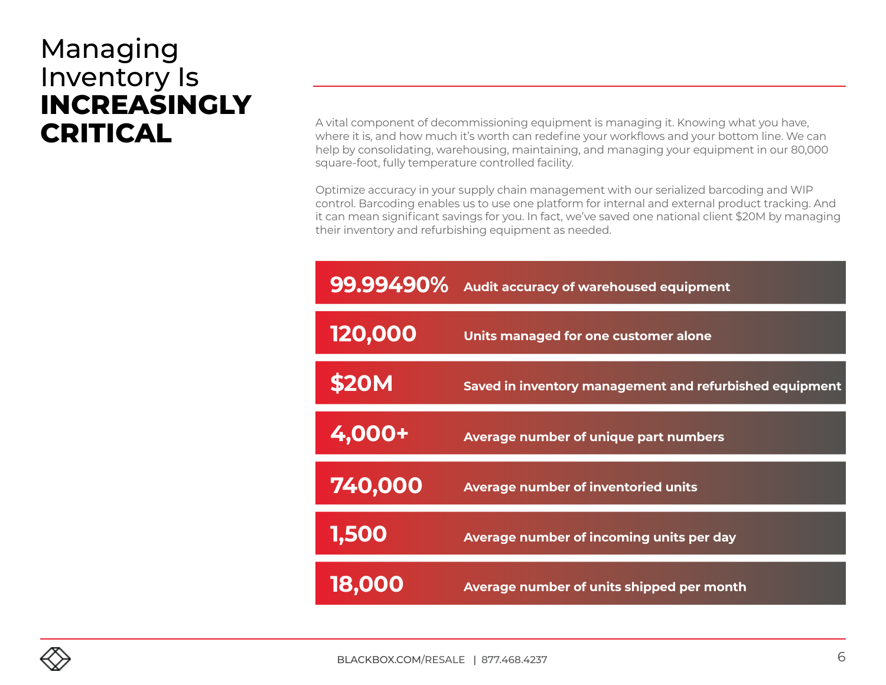# Managing Inventory Is **INCREASINGLY CRITICAL**

A vital component of decommissioning equipment is managing it. Knowing what you have, where it is, and how much it's worth can redefine your workflows and your bottom line. We can help by consolidating, warehousing, maintaining, and managing your equipment in our 80,000 square-foot, fully temperature controlled facility.

Optimize accuracy in your supply chain management with our serialized barcoding and WIP control. Barcoding enables us to use one platform for internal and external product tracking. And it can mean significant savings for you. In fact, we've saved one national client $20M by managing their inventory and refurbishing equipment as needed.

| | |
|---|---|
| **99.99490%** | **Audit accuracy of warehoused equipment** |
| **120,000** | **Units managed for one customer alone** |
| **$20M** | **Saved in inventory management and refurbished equipment** |
| **4,000+** | **Average number of unique part numbers** |
| **740,000** | **Average number of inventoried units** |
| **1,500** | **Average number of incoming units per day** |
| **18,000** | **Average number of units shipped per month** |

BLACKBOX.COM/RESALE | 877.468.4237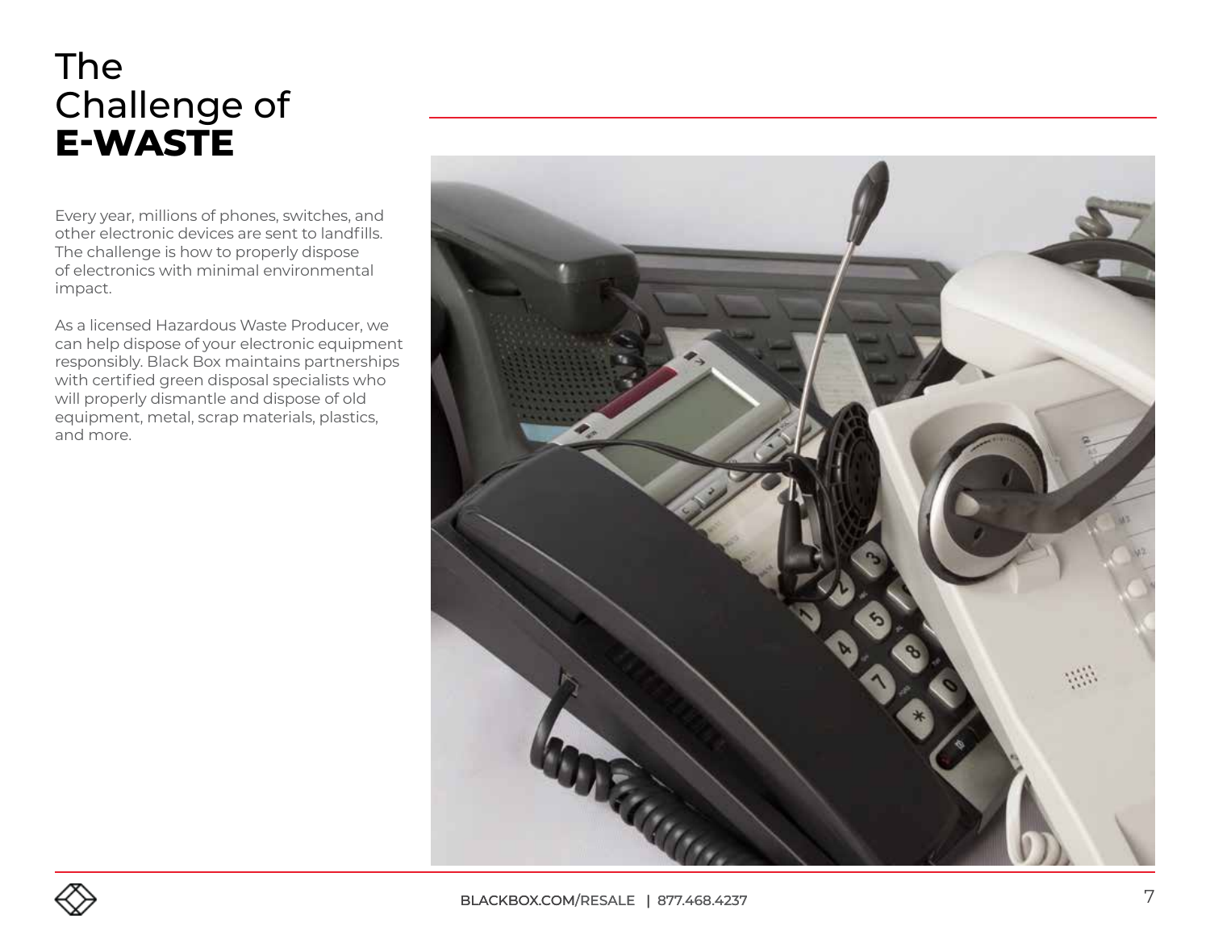# The Challenge of **E-WASTE**

Every year, millions of phones, switches, and other electronic devices are sent to landfills. The challenge is how to properly dispose of electronics with minimal environmental impact.

As a licensed Hazardous Waste Producer, we can help dispose of your electronic equipment responsibly. Black Box maintains partnerships with certified green disposal specialists who will properly dismantle and dispose of old equipment, metal, scrap materials, plastics, and more.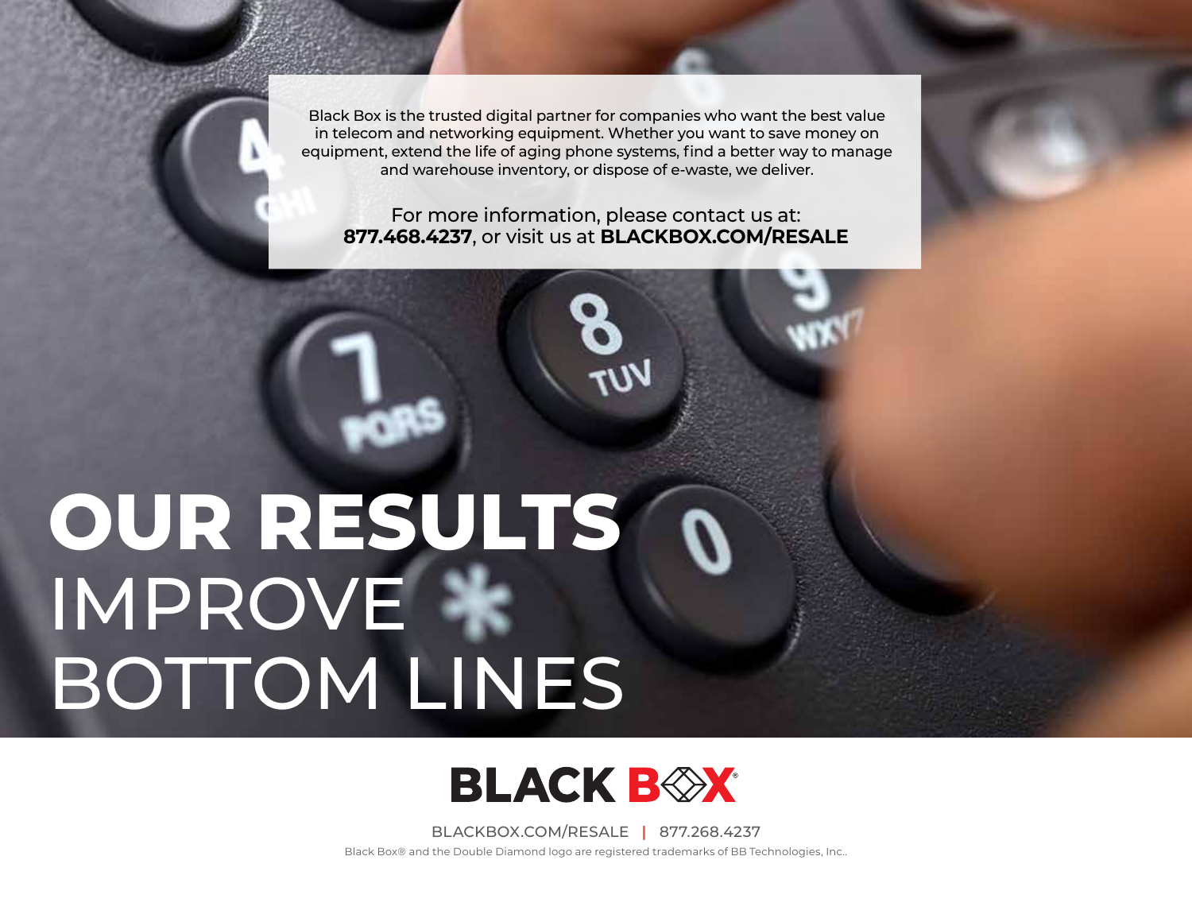Black Box is the trusted digital partner for companies who want the best value in telecom and networking equipment. Whether you want to save money on equipment, extend the life of aging phone systems, find a better way to manage and warehouse inventory, or dispose of e-waste, we deliver.

For more information, please contact us at:
**877.468.4237**, or visit us at **BLACKBOX.COM/RESALE**

# OUR RESULTS IMPROVE BOTTOM LINES

BLACK BOX

BLACKBOX.COM/RESALE | 877.268.4237

Black Box® and the Double Diamond logo are registered trademarks of BB Technologies, Inc..